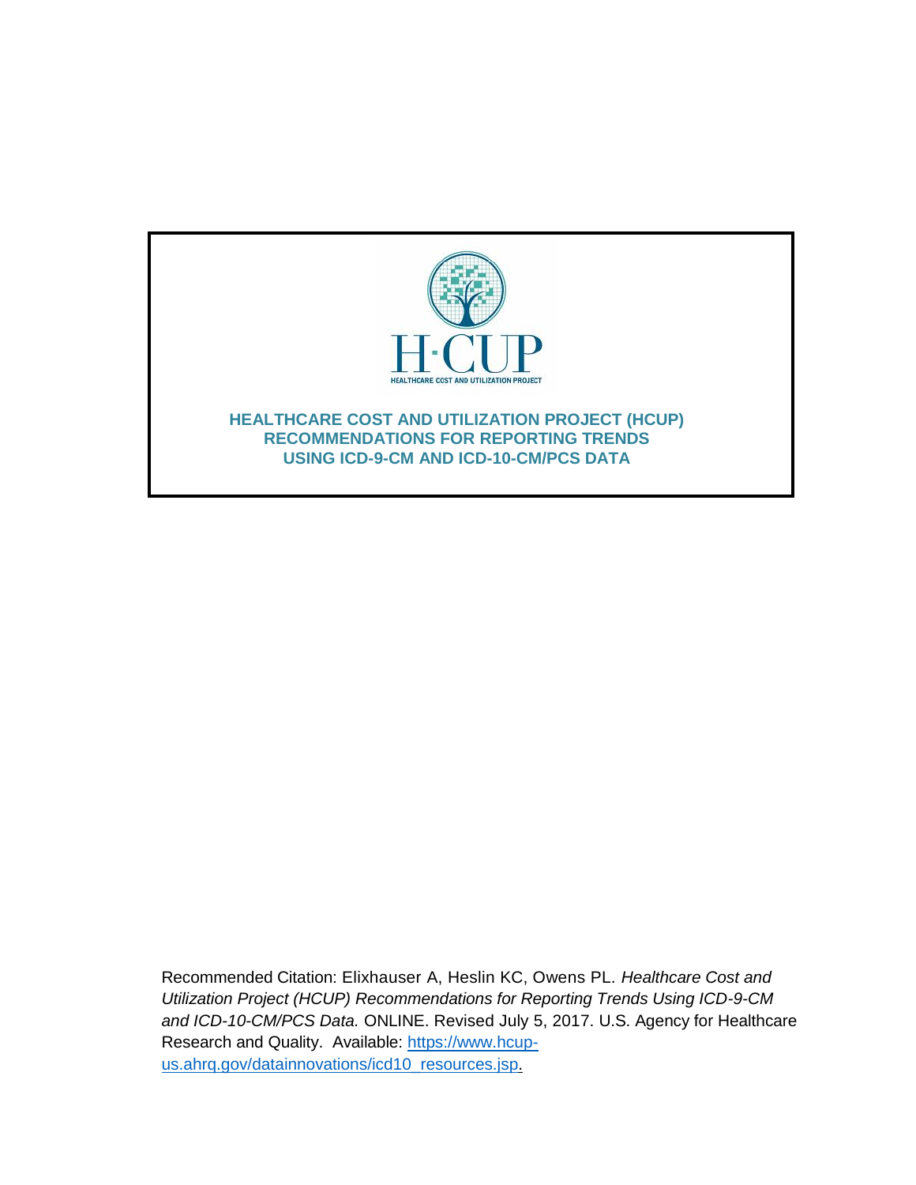H·CUP

HEALTHCARE COST AND UTILIZATION PROJECT

# HEALTHCARE COST AND UTILIZATION PROJECT (HCUP) RECOMMENDATIONS FOR REPORTING TRENDS USING ICD-9-CM AND ICD-10-CM/PCS DATA

Recommended Citation: Elixhauser A, Heslin KC, Owens PL. *Healthcare Cost and Utilization Project (HCUP) Recommendations for Reporting Trends Using ICD-9-CM and ICD-10-CM/PCS Data.* ONLINE. Revised July 5, 2017. U.S. Agency for Healthcare Research and Quality. Available: [https://www.hcup-us.ahrq.gov/datainnovations/icd10_resources.jsp](https://www.hcup-us.ahrq.gov/datainnovations/icd10_resources.jsp).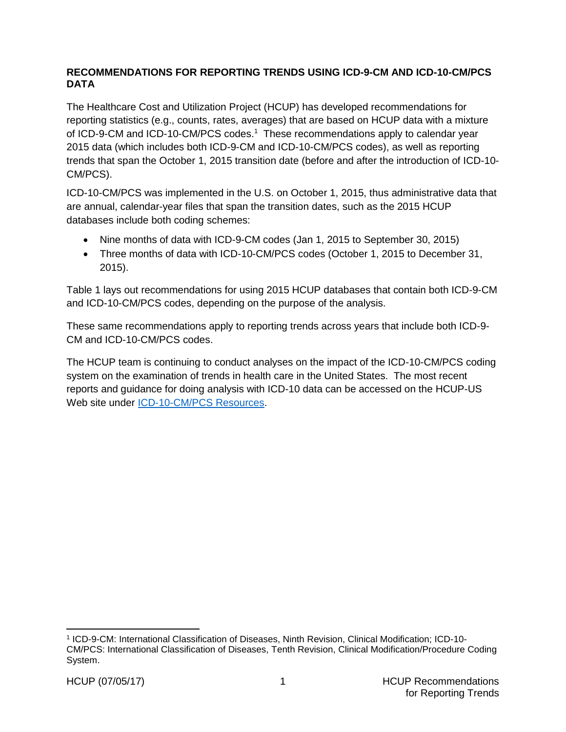## RECOMMENDATIONS FOR REPORTING TRENDS USING ICD-9-CM AND ICD-10-CM/PCS DATA

The Healthcare Cost and Utilization Project (HCUP) has developed recommendations for reporting statistics (e.g., counts, rates, averages) that are based on HCUP data with a mixture of ICD-9-CM and ICD-10-CM/PCS codes.[1] These recommendations apply to calendar year 2015 data (which includes both ICD-9-CM and ICD-10-CM/PCS codes), as well as reporting trends that span the October 1, 2015 transition date (before and after the introduction of ICD-10-CM/PCS).

ICD-10-CM/PCS was implemented in the U.S. on October 1, 2015, thus administrative data that are annual, calendar-year files that span the transition dates, such as the 2015 HCUP databases include both coding schemes:

- Nine months of data with ICD-9-CM codes (Jan 1, 2015 to September 30, 2015)
- Three months of data with ICD-10-CM/PCS codes (October 1, 2015 to December 31, 2015).

Table 1 lays out recommendations for using 2015 HCUP databases that contain both ICD-9-CM and ICD-10-CM/PCS codes, depending on the purpose of the analysis.

These same recommendations apply to reporting trends across years that include both ICD-9-CM and ICD-10-CM/PCS codes.

The HCUP team is continuing to conduct analyses on the impact of the ICD-10-CM/PCS coding system on the examination of trends in health care in the United States. The most recent reports and guidance for doing analysis with ICD-10 data can be accessed on the HCUP-US Web site under ICD-10-CM/PCS Resources.

---

[1] ICD-9-CM: International Classification of Diseases, Ninth Revision, Clinical Modification; ICD-10-CM/PCS: International Classification of Diseases, Tenth Revision, Clinical Modification/Procedure Coding System.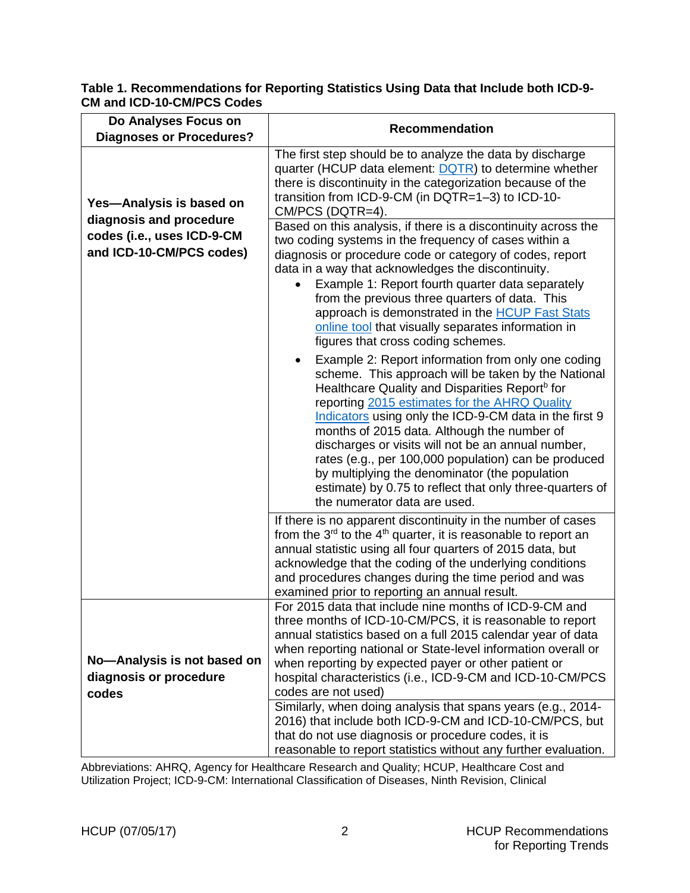**Table 1. Recommendations for Reporting Statistics Using Data that Include both ICD-9-CM and ICD-10-CM/PCS Codes**

| Do Analyses Focus on Diagnoses or Procedures? | Recommendation |
|---|---|
| **Yes—Analysis is based on diagnosis and procedure codes (i.e., uses ICD-9-CM and ICD-10-CM/PCS codes)** | The first step should be to analyze the data by discharge quarter (HCUP data element: DQTR) to determine whether there is discontinuity in the categorization because of the transition from ICD-9-CM (in DQTR=1–3) to ICD-10-CM/PCS (DQTR=4). |
| | Based on this analysis, if there is a discontinuity across the two coding systems in the frequency of cases within a diagnosis or procedure code or category of codes, report data in a way that acknowledges the discontinuity. <br>• Example 1: Report fourth quarter data separately from the previous three quarters of data. This approach is demonstrated in the HCUP Fast Stats online tool that visually separates information in figures that cross coding schemes. <br>• Example 2: Report information from only one coding scheme. This approach will be taken by the National Healthcare Quality and Disparities Report[b] for reporting 2015 estimates for the AHRQ Quality Indicators using only the ICD-9-CM data in the first 9 months of 2015 data. Although the number of discharges or visits will not be an annual number, rates (e.g., per 100,000 population) can be produced by multiplying the denominator (the population estimate) by 0.75 to reflect that only three-quarters of the numerator data are used. |
| | If there is no apparent discontinuity in the number of cases from the 3rd to the 4th quarter, it is reasonable to report an annual statistic using all four quarters of 2015 data, but acknowledge that the coding of the underlying conditions and procedures changes during the time period and was examined prior to reporting an annual result. |
| **No—Analysis is not based on diagnosis or procedure codes** | For 2015 data that include nine months of ICD-9-CM and three months of ICD-10-CM/PCS, it is reasonable to report annual statistics based on a full 2015 calendar year of data when reporting national or State-level information overall or when reporting by expected payer or other patient or hospital characteristics (i.e., ICD-9-CM and ICD-10-CM/PCS codes are not used) |
| | Similarly, when doing analysis that spans years (e.g., 2014-2016) that include both ICD-9-CM and ICD-10-CM/PCS, but that do not use diagnosis or procedure codes, it is reasonable to report statistics without any further evaluation. |

Abbreviations: AHRQ, Agency for Healthcare Research and Quality; HCUP, Healthcare Cost and Utilization Project; ICD-9-CM: International Classification of Diseases, Ninth Revision, Clinical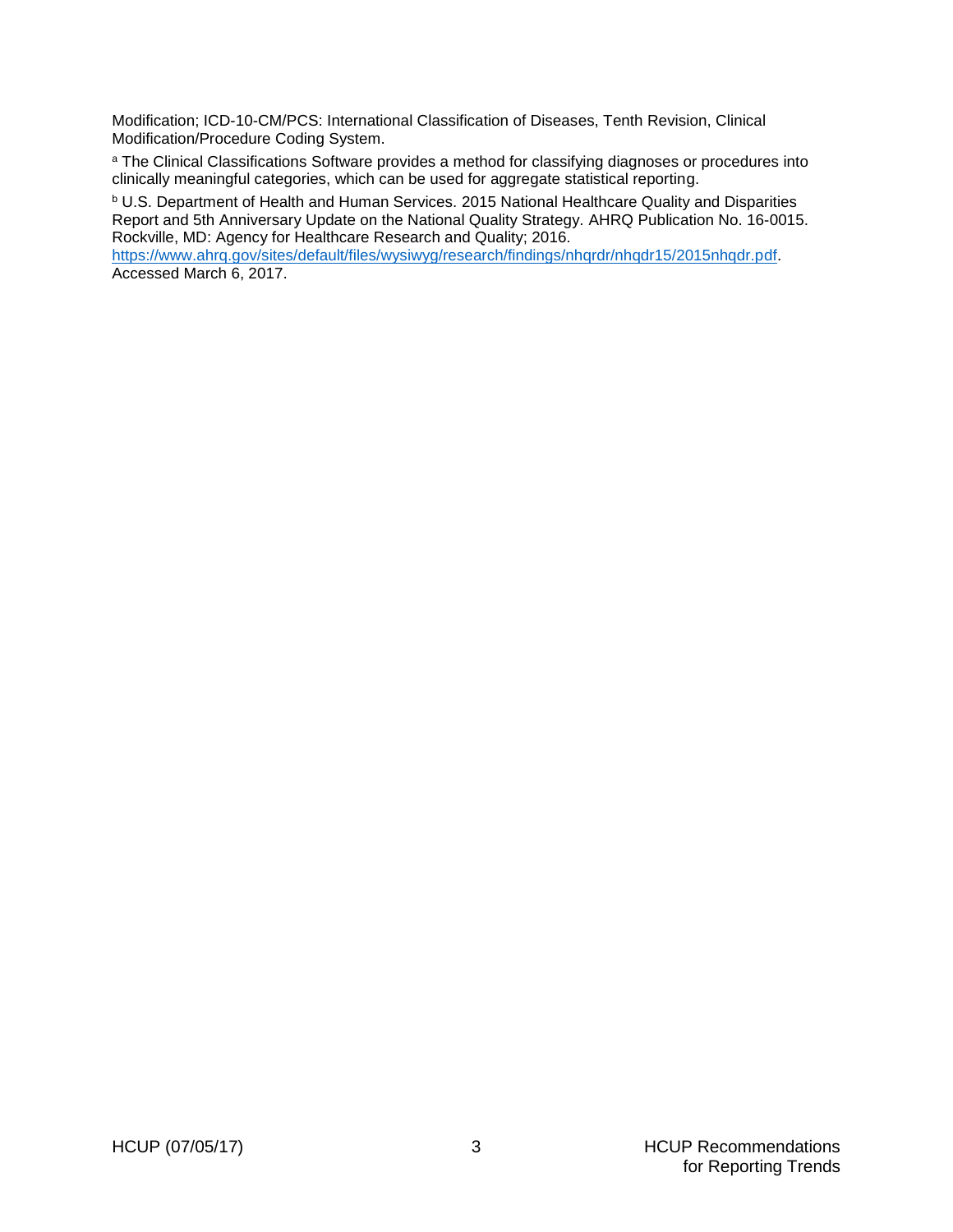Modification; ICD-10-CM/PCS: International Classification of Diseases, Tenth Revision, Clinical Modification/Procedure Coding System.

[a] The Clinical Classifications Software provides a method for classifying diagnoses or procedures into clinically meaningful categories, which can be used for aggregate statistical reporting.

[b] U.S. Department of Health and Human Services. 2015 National Healthcare Quality and Disparities Report and 5th Anniversary Update on the National Quality Strategy. AHRQ Publication No. 16-0015. Rockville, MD: Agency for Healthcare Research and Quality; 2016. https://www.ahrq.gov/sites/default/files/wysiwyg/research/findings/nhqrdr/nhqdr15/2015nhqdr.pdf. Accessed March 6, 2017.